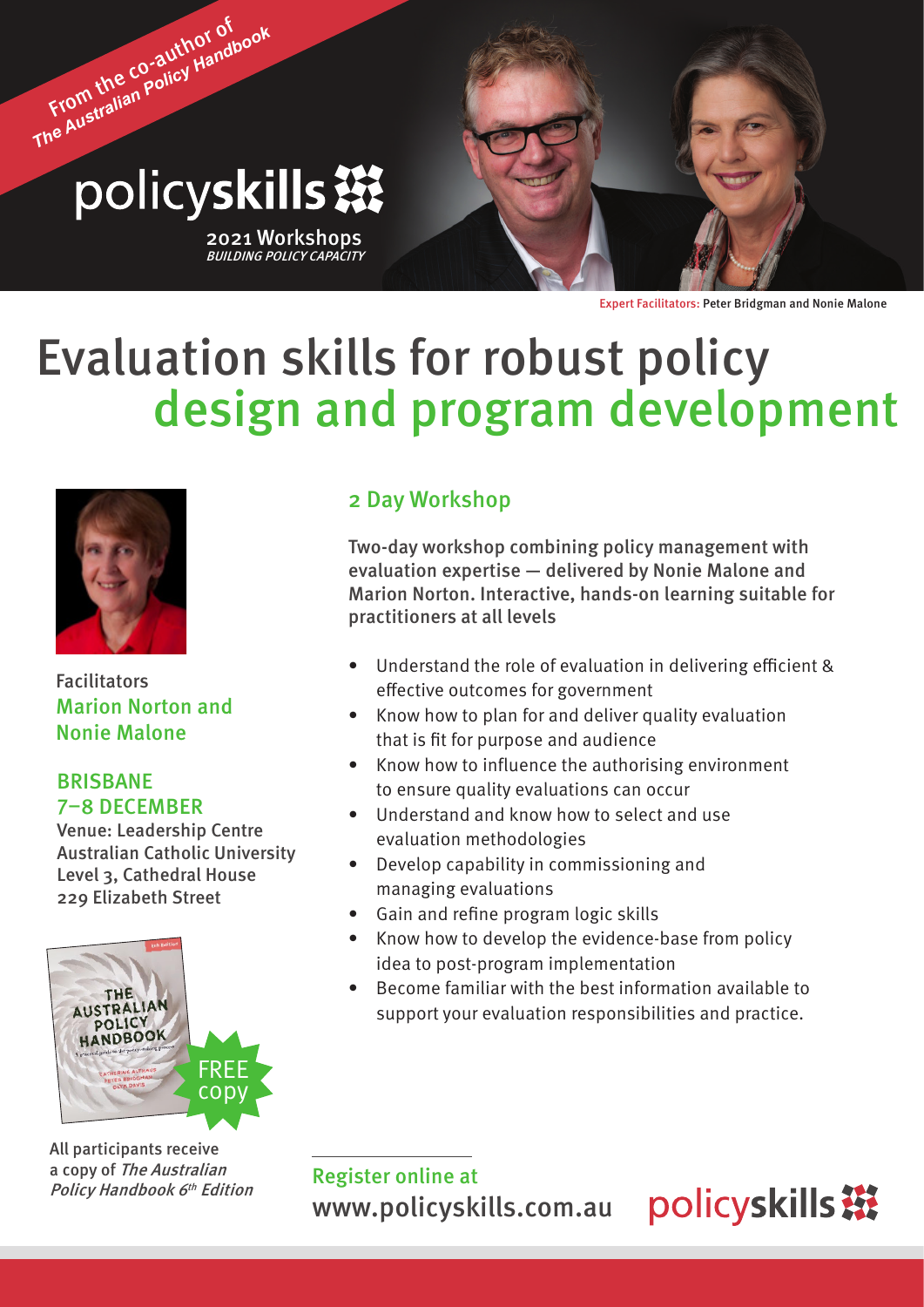From the co-author of *The Australian Policy Handbook*

policyskills

2021 Workshops
*BUILDING POLICY CAPACITY*

Expert Facilitators: Peter Bridgman and Nonie Malone

# Evaluation skills for robust policy design and program development

Facilitators
Marion Norton and Nonie Malone

**BRISBANE**
**7–8 DECEMBER**
Venue: Leadership Centre
Australian Catholic University
Level 3, Cathedral House
229 Elizabeth Street

FREE copy

All participants receive a copy of *The Australian Policy Handbook 6th Edition*

## 2 Day Workshop

Two-day workshop combining policy management with evaluation expertise — delivered by Nonie Malone and Marion Norton. Interactive, hands-on learning suitable for practitioners at all levels

- Understand the role of evaluation in delivering efficient & effective outcomes for government
- Know how to plan for and deliver quality evaluation that is fit for purpose and audience
- Know how to influence the authorising environment to ensure quality evaluations can occur
- Understand and know how to select and use evaluation methodologies
- Develop capability in commissioning and managing evaluations
- Gain and refine program logic skills
- Know how to develop the evidence-base from policy idea to post-program implementation
- Become familiar with the best information available to support your evaluation responsibilities and practice.

Register online at
www.policyskills.com.au

policyskills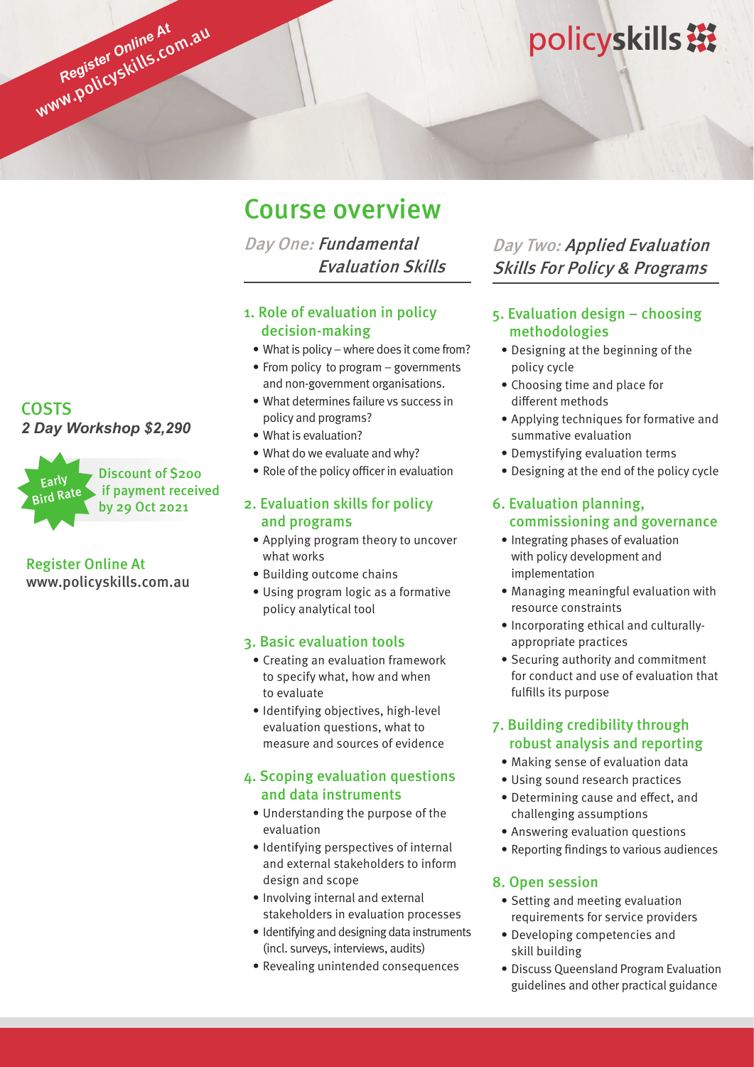Register Online At
www.policyskills.com.au

policyskills

# Course overview

**COSTS**
***2 Day Workshop $2,290***

Early Bird Rate

Discount of $200 if payment received by 29 Oct 2021

Register Online At
www.policyskills.com.au

## *Day One: Fundamental Evaluation Skills*

### 1. Role of evaluation in policy decision-making

- What is policy – where does it come from?
- From policy to program – governments and non-government organisations.
- What determines failure vs success in policy and programs?
- What is evaluation?
- What do we evaluate and why?
- Role of the policy officer in evaluation

### 2. Evaluation skills for policy and programs

- Applying program theory to uncover what works
- Building outcome chains
- Using program logic as a formative policy analytical tool

### 3. Basic evaluation tools

- Creating an evaluation framework to specify what, how and when to evaluate
- Identifying objectives, high-level evaluation questions, what to measure and sources of evidence

### 4. Scoping evaluation questions and data instruments

- Understanding the purpose of the evaluation
- Identifying perspectives of internal and external stakeholders to inform design and scope
- Involving internal and external stakeholders in evaluation processes
- Identifying and designing data instruments (incl. surveys, interviews, audits)
- Revealing unintended consequences

## *Day Two: Applied Evaluation Skills For Policy & Programs*

### 5. Evaluation design – choosing methodologies

- Designing at the beginning of the policy cycle
- Choosing time and place for different methods
- Applying techniques for formative and summative evaluation
- Demystifying evaluation terms
- Designing at the end of the policy cycle

### 6. Evaluation planning, commissioning and governance

- Integrating phases of evaluation with policy development and implementation
- Managing meaningful evaluation with resource constraints
- Incorporating ethical and culturally-appropriate practices
- Securing authority and commitment for conduct and use of evaluation that fulfills its purpose

### 7. Building credibility through robust analysis and reporting

- Making sense of evaluation data
- Using sound research practices
- Determining cause and effect, and challenging assumptions
- Answering evaluation questions
- Reporting findings to various audiences

### 8. Open session

- Setting and meeting evaluation requirements for service providers
- Developing competencies and skill building
- Discuss Queensland Program Evaluation guidelines and other practical guidance